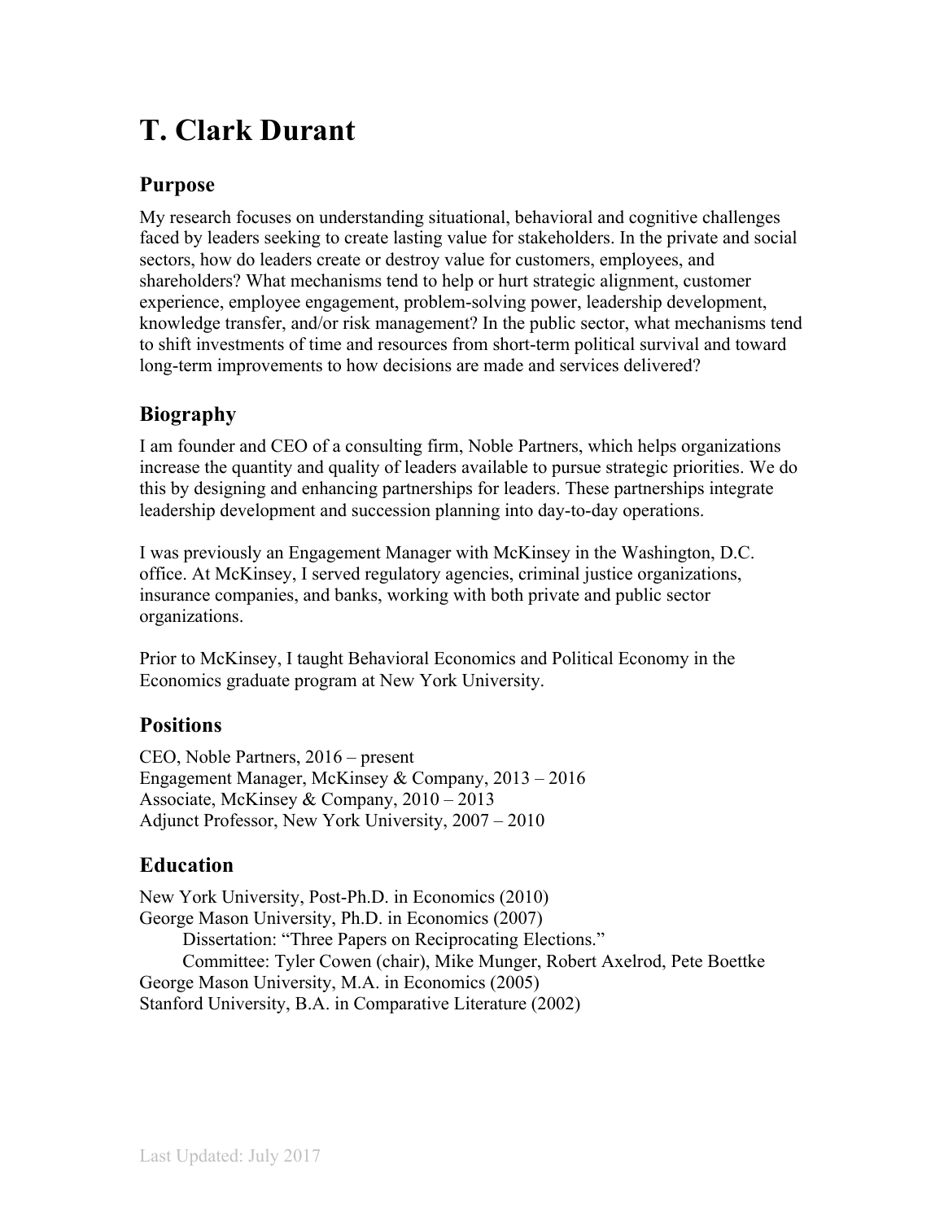# T. Clark Durant

## Purpose

My research focuses on understanding situational, behavioral and cognitive challenges faced by leaders seeking to create lasting value for stakeholders. In the private and social sectors, how do leaders create or destroy value for customers, employees, and shareholders? What mechanisms tend to help or hurt strategic alignment, customer experience, employee engagement, problem-solving power, leadership development, knowledge transfer, and/or risk management? In the public sector, what mechanisms tend to shift investments of time and resources from short-term political survival and toward long-term improvements to how decisions are made and services delivered?

## Biography

I am founder and CEO of a consulting firm, Noble Partners, which helps organizations increase the quantity and quality of leaders available to pursue strategic priorities. We do this by designing and enhancing partnerships for leaders. These partnerships integrate leadership development and succession planning into day-to-day operations.

I was previously an Engagement Manager with McKinsey in the Washington, D.C. office. At McKinsey, I served regulatory agencies, criminal justice organizations, insurance companies, and banks, working with both private and public sector organizations.

Prior to McKinsey, I taught Behavioral Economics and Political Economy in the Economics graduate program at New York University.

## Positions

CEO, Noble Partners, 2016 – present
Engagement Manager, McKinsey & Company, 2013 – 2016
Associate, McKinsey & Company, 2010 – 2013
Adjunct Professor, New York University, 2007 – 2010

## Education

New York University, Post-Ph.D. in Economics (2010)
George Mason University, Ph.D. in Economics (2007)
    Dissertation: "Three Papers on Reciprocating Elections."
    Committee: Tyler Cowen (chair), Mike Munger, Robert Axelrod, Pete Boettke
George Mason University, M.A. in Economics (2005)
Stanford University, B.A. in Comparative Literature (2002)

Last Updated: July 2017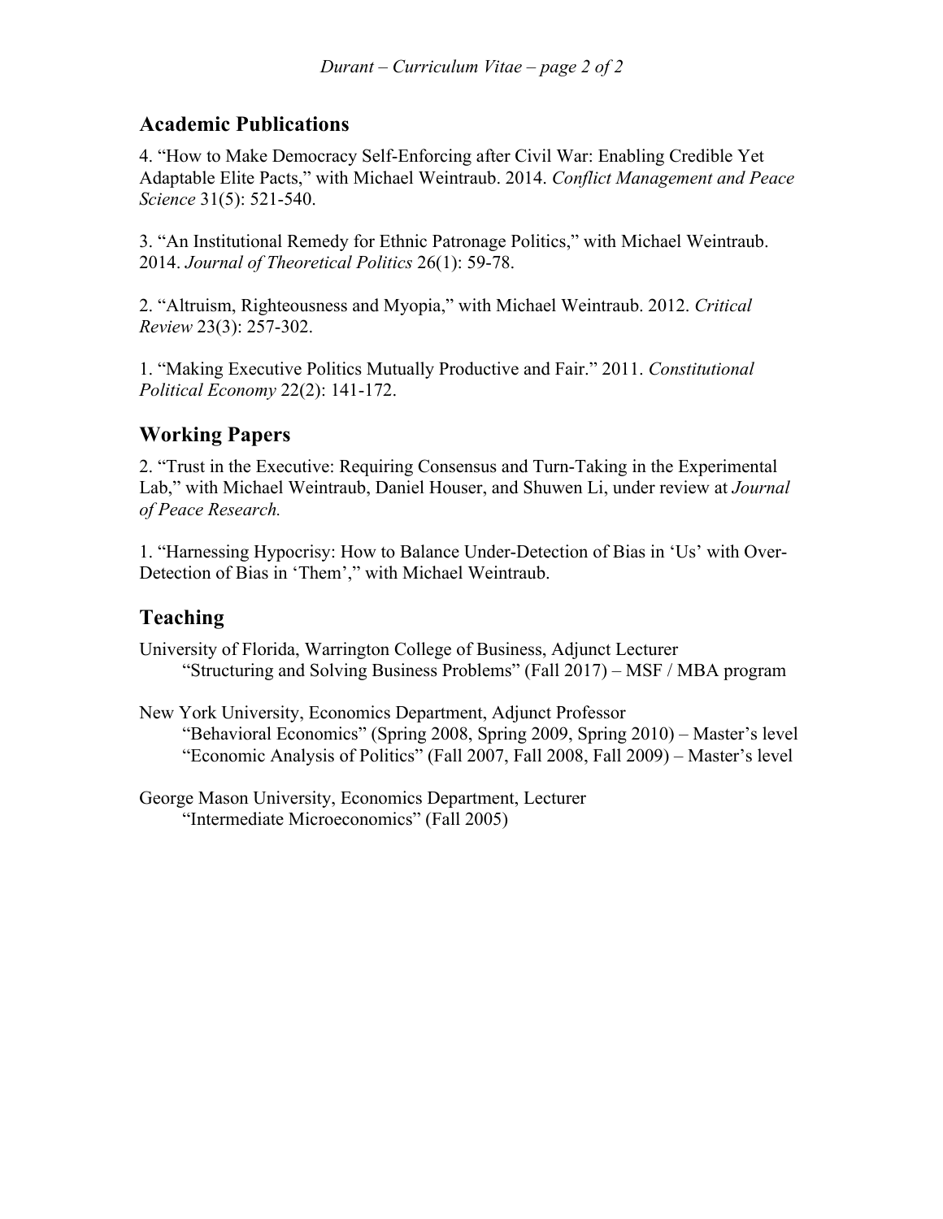## Academic Publications

4. "How to Make Democracy Self-Enforcing after Civil War: Enabling Credible Yet Adaptable Elite Pacts," with Michael Weintraub. 2014. *Conflict Management and Peace Science* 31(5): 521-540.

3. "An Institutional Remedy for Ethnic Patronage Politics," with Michael Weintraub. 2014. *Journal of Theoretical Politics* 26(1): 59-78.

2. "Altruism, Righteousness and Myopia," with Michael Weintraub. 2012. *Critical Review* 23(3): 257-302.

1. "Making Executive Politics Mutually Productive and Fair." 2011. *Constitutional Political Economy* 22(2): 141-172.

## Working Papers

2. "Trust in the Executive: Requiring Consensus and Turn-Taking in the Experimental Lab," with Michael Weintraub, Daniel Houser, and Shuwen Li, under review at *Journal of Peace Research.*

1. "Harnessing Hypocrisy: How to Balance Under-Detection of Bias in 'Us' with Over-Detection of Bias in 'Them'," with Michael Weintraub.

## Teaching

University of Florida, Warrington College of Business, Adjunct Lecturer
    "Structuring and Solving Business Problems" (Fall 2017) – MSF / MBA program

New York University, Economics Department, Adjunct Professor
    "Behavioral Economics" (Spring 2008, Spring 2009, Spring 2010) – Master's level
    "Economic Analysis of Politics" (Fall 2007, Fall 2008, Fall 2009) – Master's level

George Mason University, Economics Department, Lecturer
    "Intermediate Microeconomics" (Fall 2005)